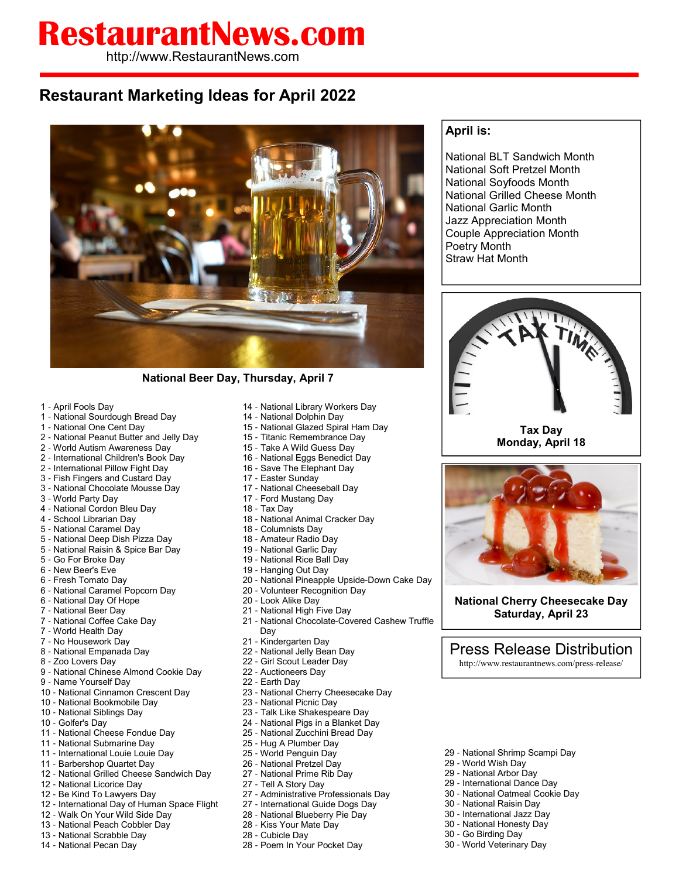# RestaurantNews.com

http://www.RestaurantNews.com

## Restaurant Marketing Ideas for April 2022

National Beer Day, Thursday, April 7

**April is:**

National BLT Sandwich Month
National Soft Pretzel Month
National Soyfoods Month
National Grilled Cheese Month
National Garlic Month
Jazz Appreciation Month
Couple Appreciation Month
Poetry Month
Straw Hat Month

**Tax Day**
**Monday, April 18**

**National Cherry Cheesecake Day**
**Saturday, April 23**

Press Release Distribution
http://www.restaurantnews.com/press-release/

1 - April Fools Day
1 - National Sourdough Bread Day
1 - National One Cent Day
2 - National Peanut Butter and Jelly Day
2 - World Autism Awareness Day
2 - International Children's Book Day
2 - International Pillow Fight Day
3 - Fish Fingers and Custard Day
3 - National Chocolate Mousse Day
3 - World Party Day
4 - National Cordon Bleu Day
4 - School Librarian Day
5 - National Caramel Day
5 - National Deep Dish Pizza Day
5 - National Raisin & Spice Bar Day
5 - Go For Broke Day
6 - New Beer's Eve
6 - Fresh Tomato Day
6 - National Caramel Popcorn Day
6 - National Day Of Hope
7 - National Beer Day
7 - National Coffee Cake Day
7 - World Health Day
7 - No Housework Day
8 - National Empanada Day
8 - Zoo Lovers Day
9 - National Chinese Almond Cookie Day
9 - Name Yourself Day
10 - National Cinnamon Crescent Day
10 - National Bookmobile Day
10 - National Siblings Day
10 - Golfer's Day
11 - National Cheese Fondue Day
11 - National Submarine Day
11 - International Louie Louie Day
11 - Barbershop Quartet Day
12 - National Grilled Cheese Sandwich Day
12 - National Licorice Day
12 - Be Kind To Lawyers Day
12 - International Day of Human Space Flight
12 - Walk On Your Wild Side Day
13 - National Peach Cobbler Day
13 - National Scrabble Day
14 - National Pecan Day
14 - National Library Workers Day
14 - National Dolphin Day
15 - National Glazed Spiral Ham Day
15 - Titanic Remembrance Day
15 - Take A Wild Guess Day
16 - National Eggs Benedict Day
16 - Save The Elephant Day
17 - Easter Sunday
17 - National Cheeseball Day
17 - Ford Mustang Day
18 - Tax Day
18 - National Animal Cracker Day
18 - Columnists Day
18 - Amateur Radio Day
19 - National Garlic Day
19 - National Rice Ball Day
19 - Hanging Out Day
20 - National Pineapple Upside-Down Cake Day
20 - Volunteer Recognition Day
20 - Look Alike Day
21 - National High Five Day
21 - National Chocolate-Covered Cashew Truffle Day
21 - Kindergarten Day
22 - National Jelly Bean Day
22 - Girl Scout Leader Day
22 - Auctioneers Day
22 - Earth Day
23 - National Cherry Cheesecake Day
23 - National Picnic Day
23 - Talk Like Shakespeare Day
24 - National Pigs in a Blanket Day
25 - National Zucchini Bread Day
25 - Hug A Plumber Day
25 - World Penguin Day
26 - National Pretzel Day
27 - National Prime Rib Day
27 - Tell A Story Day
27 - Administrative Professionals Day
27 - International Guide Dogs Day
28 - National Blueberry Pie Day
28 - Kiss Your Mate Day
28 - Cubicle Day
28 - Poem In Your Pocket Day
29 - National Shrimp Scampi Day
29 - World Wish Day
29 - National Arbor Day
29 - International Dance Day
30 - National Oatmeal Cookie Day
30 - National Raisin Day
30 - International Jazz Day
30 - National Honesty Day
30 - Go Birding Day
30 - World Veterinary Day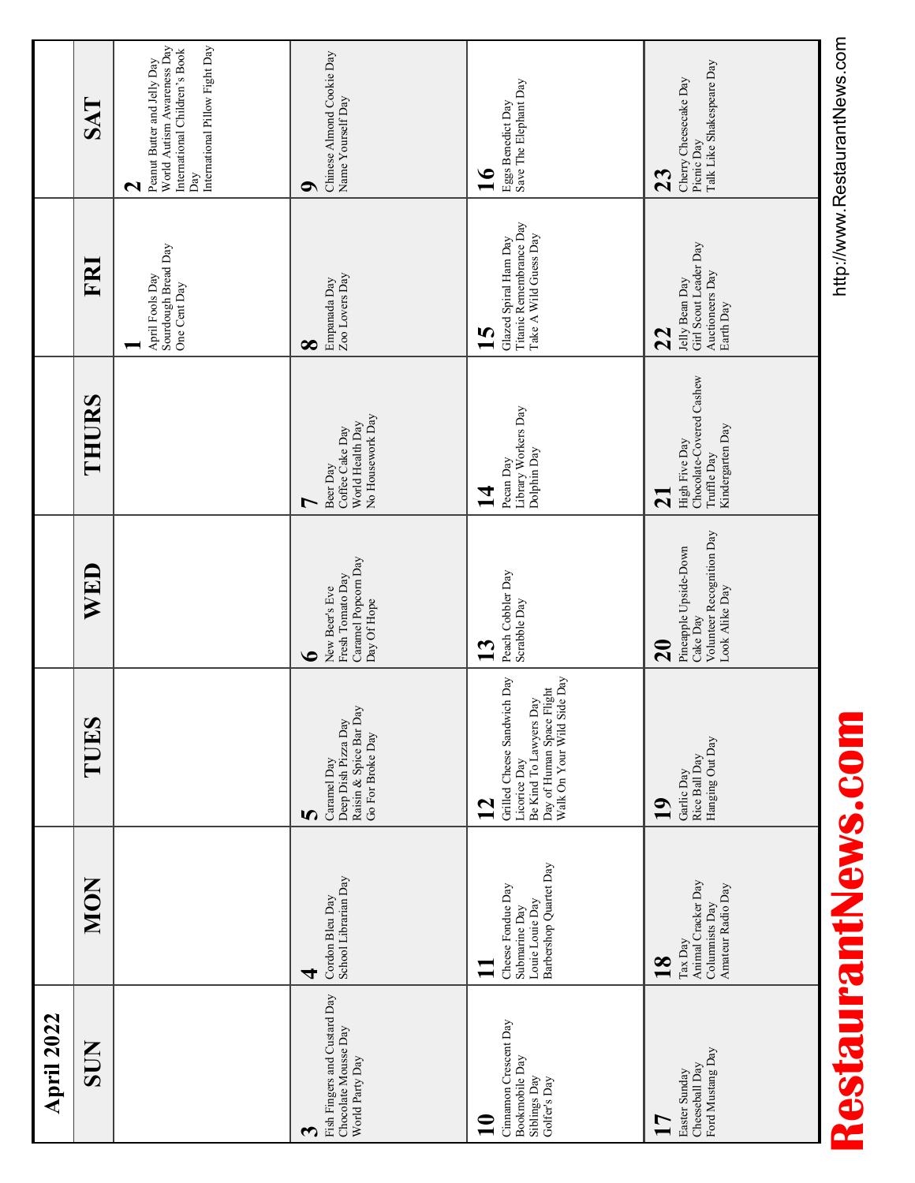# April 2022

| SUN | MON | TUES | WED | THURS | FRI | SAT |
|---|---|---|---|---|---|---|
| | | | | | **1** April Fools Day, Sourdough Bread Day, One Cent Day | **2** Peanut Butter and Jelly Day, World Autism Awareness Day, International Children's Book Day, International Pillow Fight Day |
| **3** Fish Fingers and Custard Day, Chocolate Mousse Day, World Party Day | **4** Cordon Bleu Day, School Librarian Day | **5** Caramel Day, Deep Dish Pizza Day, Raisin & Spice Bar Day, Go For Broke Day | **6** New Beer's Eve, Fresh Tomato Day, Caramel Popcorn Day, Day Of Hope | **7** Beer Day, Coffee Cake Day, World Health Day, No Housework Day | **8** Empanada Day, Zoo Lovers Day | **9** Chinese Almond Cookie Day, Name Yourself Day |
| **10** Cinnamon Crescent Day, Bookmobile Day, Siblings Day, Golfer's Day | **11** Cheese Fondue Day, Submarine Day, Louie Louie Day, Barbershop Quartet Day | **12** Grilled Cheese Sandwich Day, Licorice Day, Be Kind To Lawyers Day, Day of Human Space Flight, Walk On Your Wild Side Day | **13** Peach Cobbler Day, Scrabble Day | **14** Pecan Day, Library Workers Day, Dolphin Day | **15** Glazed Spiral Ham Day, Titanic Remembrance Day, Take A Wild Guess Day | **16** Eggs Benedict Day, Save The Elephant Day |
| **17** Easter Sunday, Cheeseball Day, Ford Mustang Day | **18** Tax Day, Animal Cracker Day, Columnists Day, Amateur Radio Day | **19** Garlic Day, Rice Ball Day, Hanging Out Day | **20** Pineapple Upside-Down Cake Day, Volunteer Recognition Day, Look Alike Day | **21** High Five Day, Chocolate-Covered Cashew Truffle Day, Kindergarten Day | **22** Jelly Bean Day, Girl Scout Leader Day, Auctioneers Day, Earth Day | **23** Cherry Cheesecake Day, Picnic Day, Talk Like Shakespeare Day |

**RestaurantNews.com**

http://www.RestaurantNews.com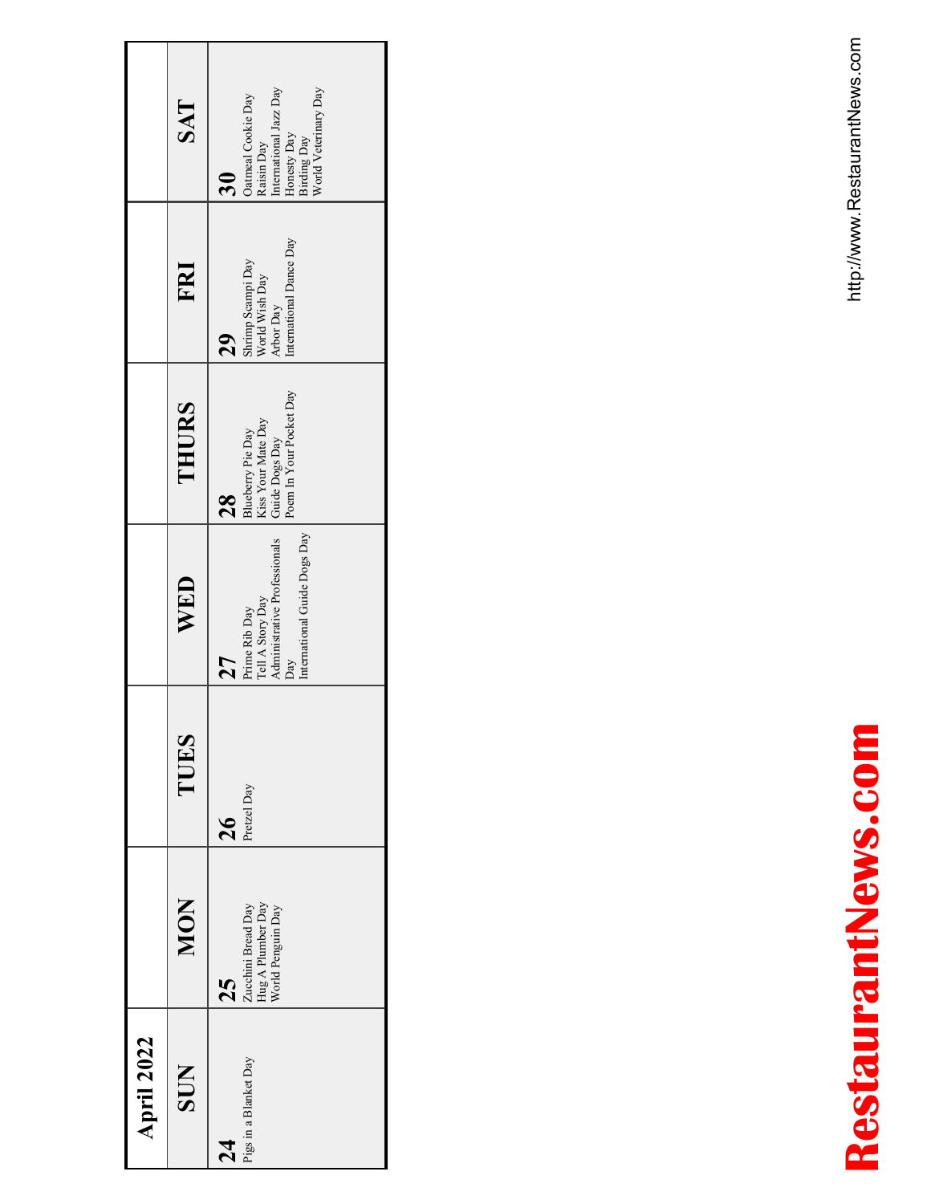**April 2022**

| SUN | MON | TUES | WED | THURS | FRI | SAT |
|---|---|---|---|---|---|---|
| **24**<br>Pigs in a Blanket Day | **25**<br>Zucchini Bread Day<br>Hug A Plumber Day<br>World Penguin Day | **26**<br>Pretzel Day | **27**<br>Prime Rib Day<br>Tell A Story Day<br>Administrative Professionals Day<br>International Guide Dogs Day | **28**<br>Blueberry Pie Day<br>Kiss Your Mate Day<br>Guide Dogs Day<br>Poem In Your Pocket Day | **29**<br>Shrimp Scampi Day<br>World Wish Day<br>Arbor Day<br>International Dance Day | **30**<br>Oatmeal Cookie Day<br>Raisin Day<br>International Jazz Day<br>Honesty Day<br>Birding Day<br>World Veterinary Day |

**RestaurantNews.com**

http://www.RestaurantNews.com